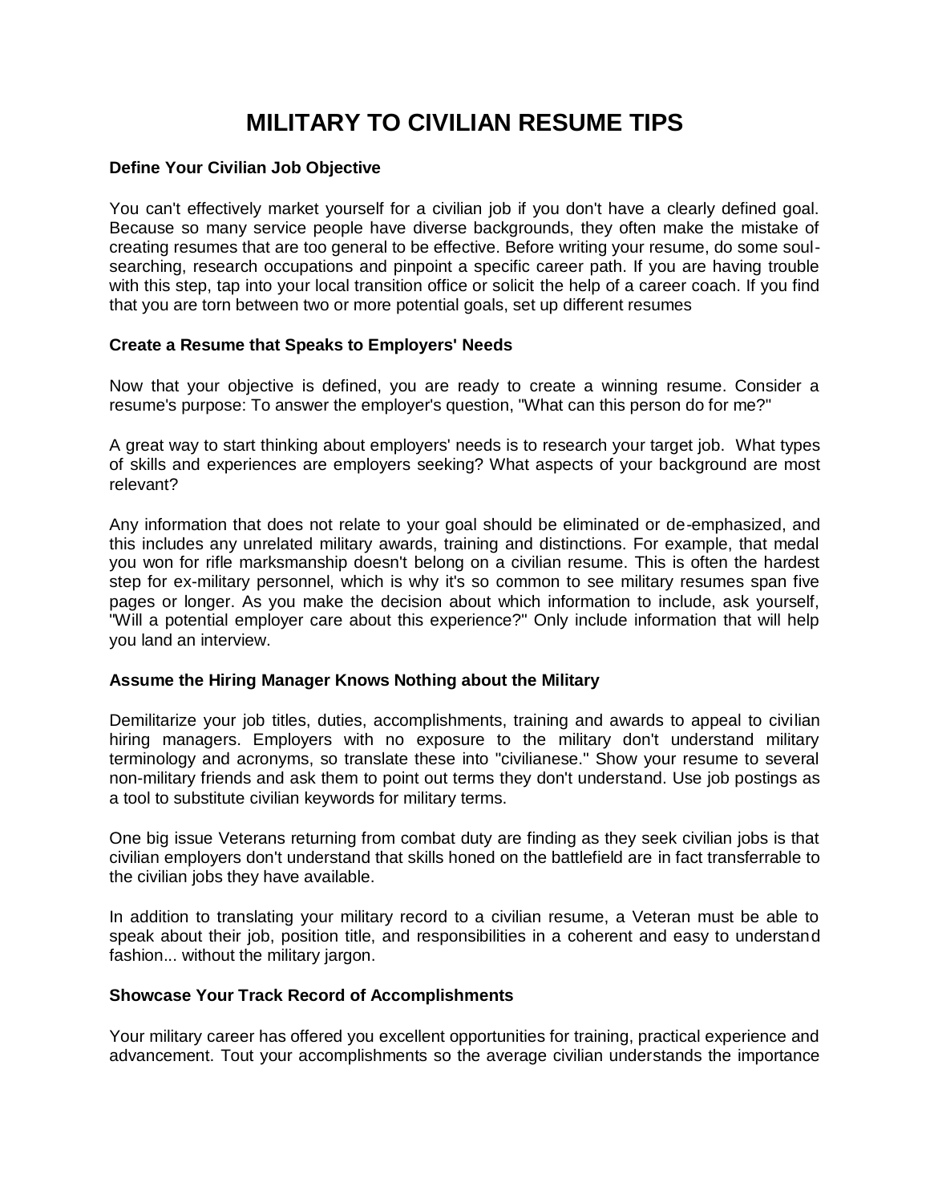# MILITARY TO CIVILIAN RESUME TIPS

**Define Your Civilian Job Objective**

You can't effectively market yourself for a civilian job if you don't have a clearly defined goal. Because so many service people have diverse backgrounds, they often make the mistake of creating resumes that are too general to be effective. Before writing your resume, do some soul-searching, research occupations and pinpoint a specific career path. If you are having trouble with this step, tap into your local transition office or solicit the help of a career coach. If you find that you are torn between two or more potential goals, set up different resumes

**Create a Resume that Speaks to Employers' Needs**

Now that your objective is defined, you are ready to create a winning resume. Consider a resume's purpose: To answer the employer's question, "What can this person do for me?"

A great way to start thinking about employers' needs is to research your target job. What types of skills and experiences are employers seeking? What aspects of your background are most relevant?

Any information that does not relate to your goal should be eliminated or de-emphasized, and this includes any unrelated military awards, training and distinctions. For example, that medal you won for rifle marksmanship doesn't belong on a civilian resume. This is often the hardest step for ex-military personnel, which is why it's so common to see military resumes span five pages or longer. As you make the decision about which information to include, ask yourself, "Will a potential employer care about this experience?" Only include information that will help you land an interview.

**Assume the Hiring Manager Knows Nothing about the Military**

Demilitarize your job titles, duties, accomplishments, training and awards to appeal to civilian hiring managers. Employers with no exposure to the military don't understand military terminology and acronyms, so translate these into "civilianese." Show your resume to several non-military friends and ask them to point out terms they don't understand. Use job postings as a tool to substitute civilian keywords for military terms.

One big issue Veterans returning from combat duty are finding as they seek civilian jobs is that civilian employers don't understand that skills honed on the battlefield are in fact transferrable to the civilian jobs they have available.

In addition to translating your military record to a civilian resume, a Veteran must be able to speak about their job, position title, and responsibilities in a coherent and easy to understand fashion... without the military jargon.

**Showcase Your Track Record of Accomplishments**

Your military career has offered you excellent opportunities for training, practical experience and advancement. Tout your accomplishments so the average civilian understands the importance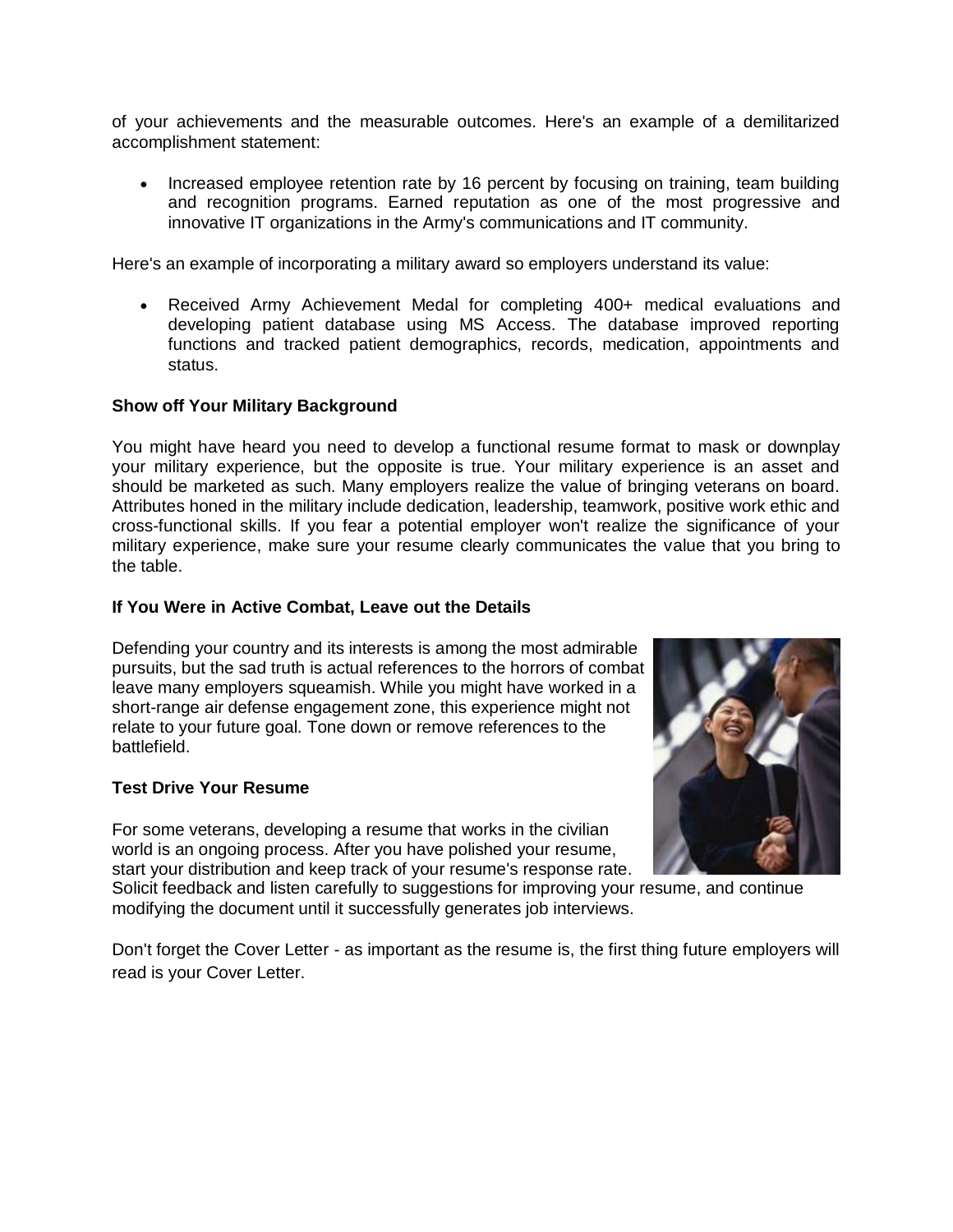of your achievements and the measurable outcomes. Here's an example of a demilitarized accomplishment statement:

- Increased employee retention rate by 16 percent by focusing on training, team building and recognition programs. Earned reputation as one of the most progressive and innovative IT organizations in the Army's communications and IT community.

Here's an example of incorporating a military award so employers understand its value:

- Received Army Achievement Medal for completing 400+ medical evaluations and developing patient database using MS Access. The database improved reporting functions and tracked patient demographics, records, medication, appointments and status.

**Show off Your Military Background**

You might have heard you need to develop a functional resume format to mask or downplay your military experience, but the opposite is true. Your military experience is an asset and should be marketed as such. Many employers realize the value of bringing veterans on board. Attributes honed in the military include dedication, leadership, teamwork, positive work ethic and cross-functional skills. If you fear a potential employer won't realize the significance of your military experience, make sure your resume clearly communicates the value that you bring to the table.

**If You Were in Active Combat, Leave out the Details**

Defending your country and its interests is among the most admirable pursuits, but the sad truth is actual references to the horrors of combat leave many employers squeamish. While you might have worked in a short-range air defense engagement zone, this experience might not relate to your future goal. Tone down or remove references to the battlefield.

**Test Drive Your Resume**

For some veterans, developing a resume that works in the civilian world is an ongoing process. After you have polished your resume, start your distribution and keep track of your resume's response rate. Solicit feedback and listen carefully to suggestions for improving your resume, and continue modifying the document until it successfully generates job interviews.

Don't forget the Cover Letter - as important as the resume is, the first thing future employers will read is your Cover Letter.